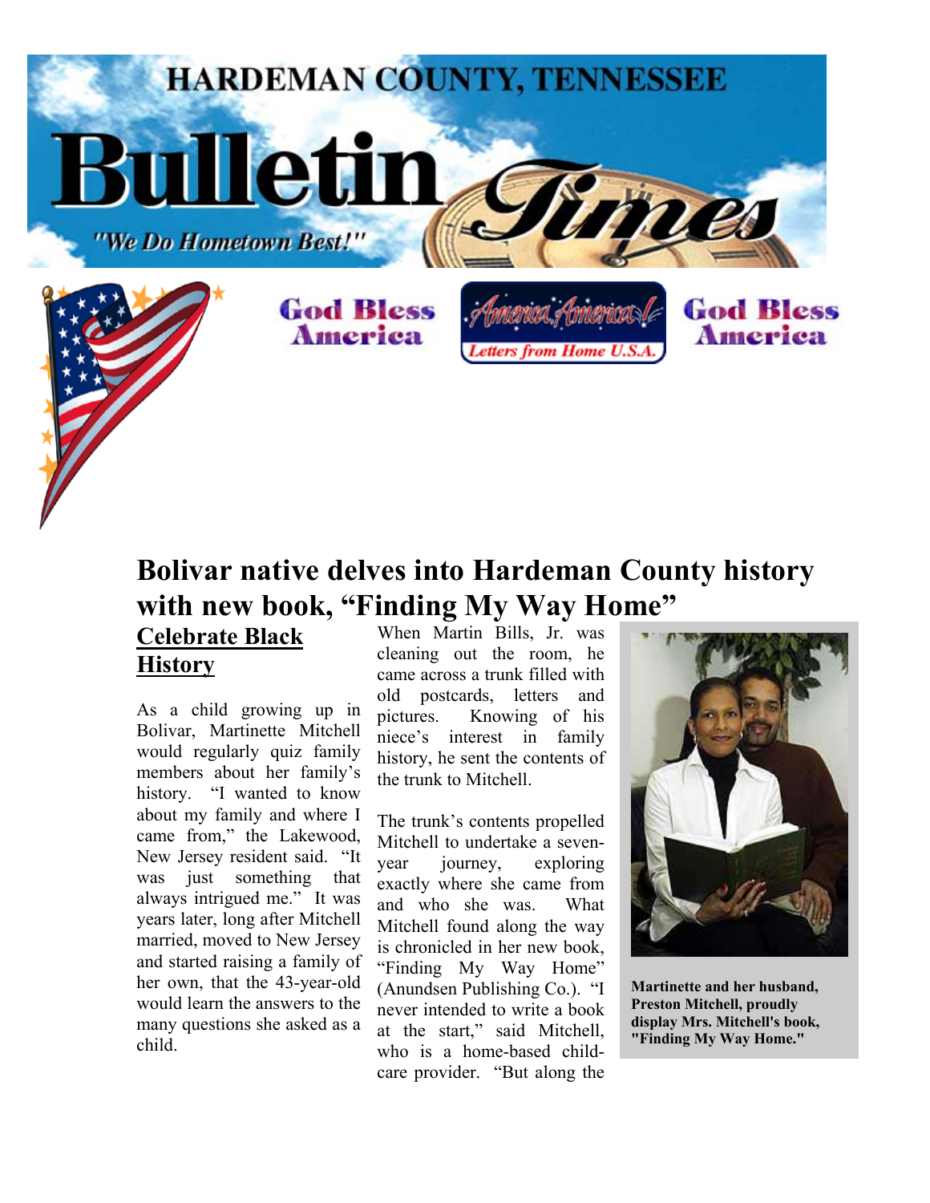HARDEMAN COUNTY, TENNESSEE

# Bulletin Times

"We Do Hometown Best!"

God Bless America

America, America! Letters from Home U.S.A.

God Bless America

## Bolivar native delves into Hardeman County history with new book, "Finding My Way Home"

### Celebrate Black History

As a child growing up in Bolivar, Martinette Mitchell would regularly quiz family members about her family's history. "I wanted to know about my family and where I came from," the Lakewood, New Jersey resident said. "It was just something that always intrigued me." It was years later, long after Mitchell married, moved to New Jersey and started raising a family of her own, that the 43-year-old would learn the answers to the many questions she asked as a child.

When Martin Bills, Jr. was cleaning out the room, he came across a trunk filled with old postcards, letters and pictures. Knowing of his niece's interest in family history, he sent the contents of the trunk to Mitchell.

The trunk's contents propelled Mitchell to undertake a seven-year journey, exploring exactly where she came from and who she was. What Mitchell found along the way is chronicled in her new book, "Finding My Way Home" (Anundsen Publishing Co.). "I never intended to write a book at the start," said Mitchell, who is a home-based child-care provider. "But along the

**Martinette and her husband, Preston Mitchell, proudly display Mrs. Mitchell's book, "Finding My Way Home."**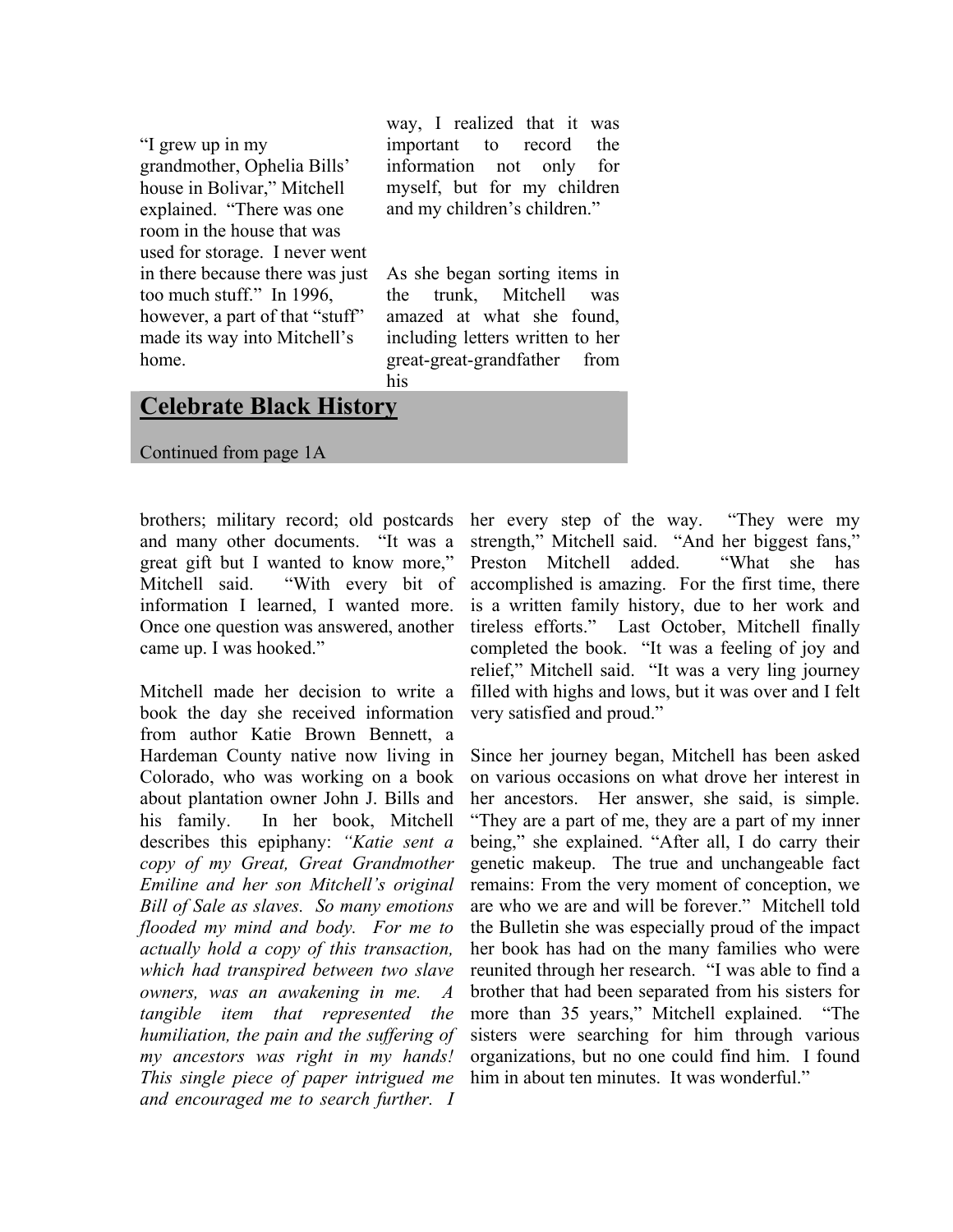"I grew up in my grandmother, Ophelia Bills' house in Bolivar," Mitchell explained. "There was one room in the house that was used for storage. I never went in there because there was just too much stuff." In 1996, however, a part of that "stuff" made its way into Mitchell's home.

way, I realized that it was important to record the information not only for myself, but for my children and my children's children."

As she began sorting items in the trunk, Mitchell was amazed at what she found, including letters written to her great-great-grandfather from his

## Celebrate Black History

Continued from page 1A

brothers; military record; old postcards and many other documents. "It was a great gift but I wanted to know more," Mitchell said. "With every bit of information I learned, I wanted more. Once one question was answered, another came up. I was hooked."

Mitchell made her decision to write a book the day she received information from author Katie Brown Bennett, a Hardeman County native now living in Colorado, who was working on a book about plantation owner John J. Bills and his family. In her book, Mitchell describes this epiphany: *"Katie sent a copy of my Great, Great Grandmother Emiline and her son Mitchell's original Bill of Sale as slaves. So many emotions flooded my mind and body. For me to actually hold a copy of this transaction, which had transpired between two slave owners, was an awakening in me. A tangible item that represented the humiliation, the pain and the suffering of my ancestors was right in my hands! This single piece of paper intrigued me and encouraged me to search further. I*

her every step of the way. "They were my strength," Mitchell said. "And her biggest fans," Preston Mitchell added. "What she has accomplished is amazing. For the first time, there is a written family history, due to her work and tireless efforts." Last October, Mitchell finally completed the book. "It was a feeling of joy and relief," Mitchell said. "It was a very ling journey filled with highs and lows, but it was over and I felt very satisfied and proud."

Since her journey began, Mitchell has been asked on various occasions on what drove her interest in her ancestors. Her answer, she said, is simple. "They are a part of me, they are a part of my inner being," she explained. "After all, I do carry their genetic makeup. The true and unchangeable fact remains: From the very moment of conception, we are who we are and will be forever." Mitchell told the Bulletin she was especially proud of the impact her book has had on the many families who were reunited through her research. "I was able to find a brother that had been separated from his sisters for more than 35 years," Mitchell explained. "The sisters were searching for him through various organizations, but no one could find him. I found him in about ten minutes. It was wonderful."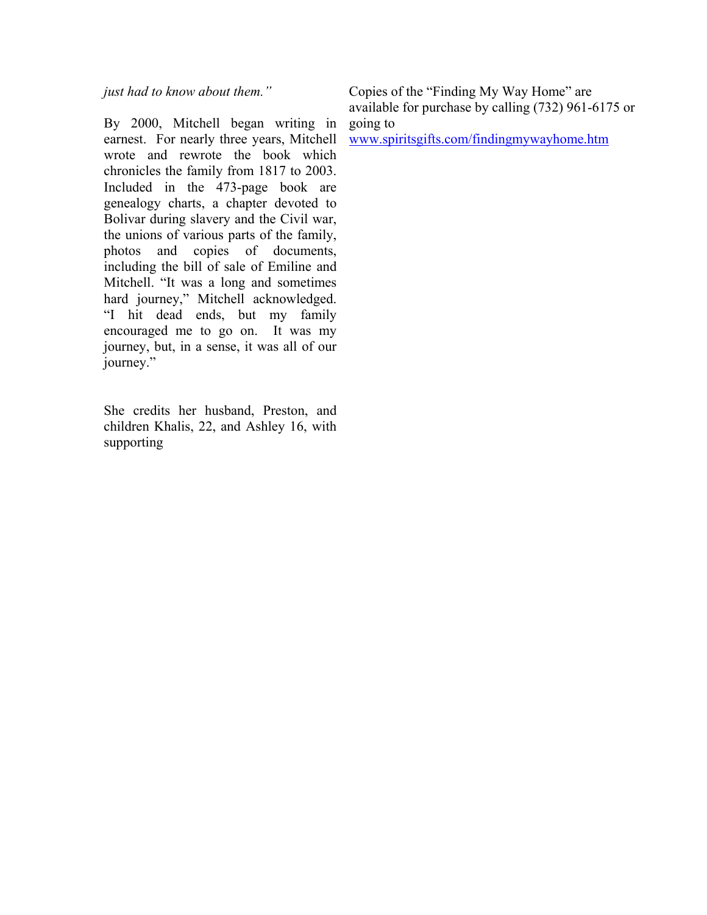*just had to know about them."*

By 2000, Mitchell began writing in earnest. For nearly three years, Mitchell wrote and rewrote the book which chronicles the family from 1817 to 2003. Included in the 473-page book are genealogy charts, a chapter devoted to Bolivar during slavery and the Civil war, the unions of various parts of the family, photos and copies of documents, including the bill of sale of Emiline and Mitchell. "It was a long and sometimes hard journey," Mitchell acknowledged. "I hit dead ends, but my family encouraged me to go on. It was my journey, but, in a sense, it was all of our journey."

She credits her husband, Preston, and children Khalis, 22, and Ashley 16, with supporting

Copies of the "Finding My Way Home" are available for purchase by calling (732) 961-6175 or going to [www.spiritsgifts.com/findingmywayhome.htm](http://www.spiritsgifts.com/findingmywayhome.htm)